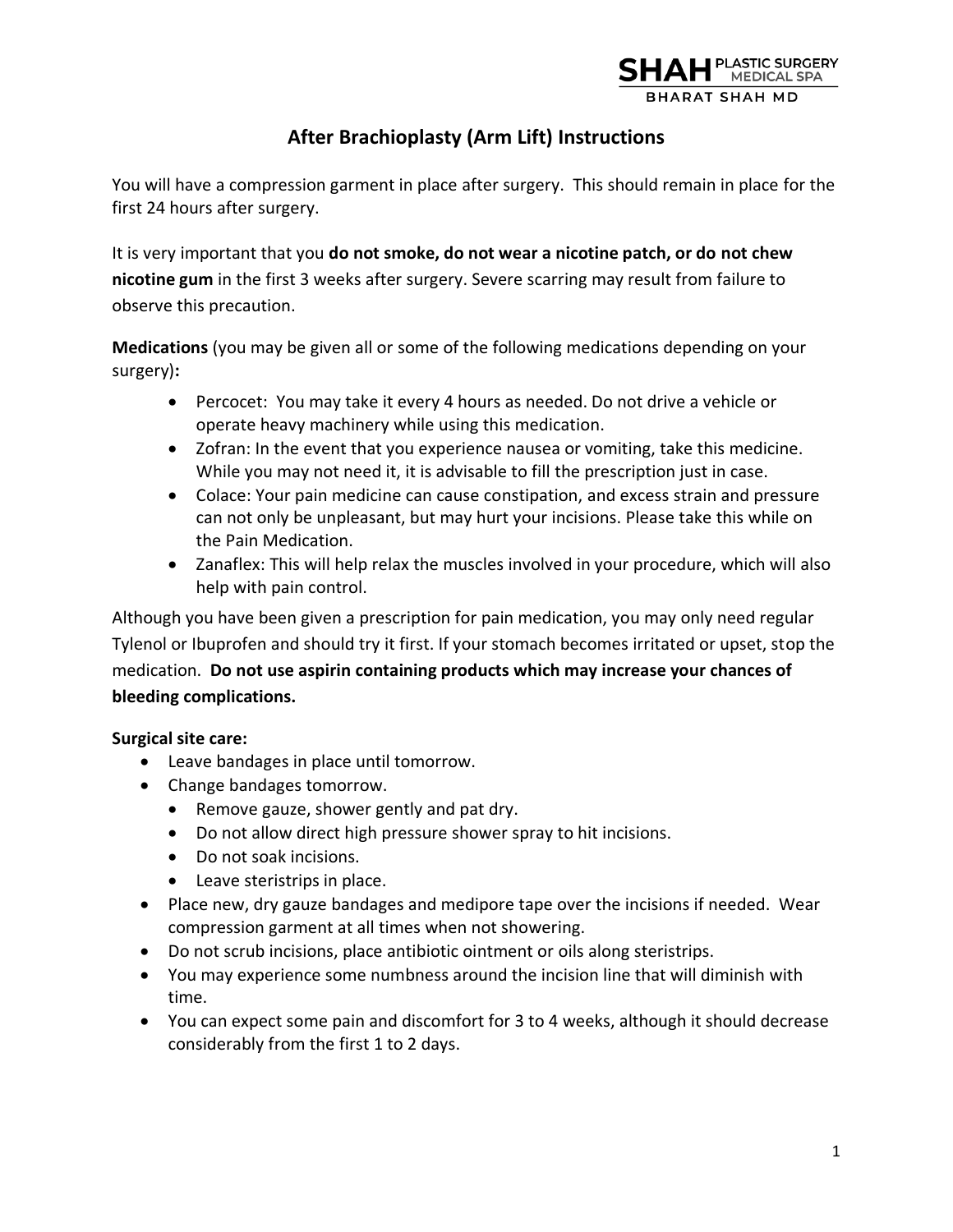SHAH PLASTIC SURGERY MEDICAL SPA
BHARAT SHAH MD

# After Brachioplasty (Arm Lift) Instructions

You will have a compression garment in place after surgery. This should remain in place for the first 24 hours after surgery.

It is very important that you **do not smoke, do not wear a nicotine patch, or do not chew nicotine gum** in the first 3 weeks after surgery. Severe scarring may result from failure to observe this precaution.

**Medications** (you may be given all or some of the following medications depending on your surgery)**:**

- Percocet: You may take it every 4 hours as needed. Do not drive a vehicle or operate heavy machinery while using this medication.
- Zofran: In the event that you experience nausea or vomiting, take this medicine. While you may not need it, it is advisable to fill the prescription just in case.
- Colace: Your pain medicine can cause constipation, and excess strain and pressure can not only be unpleasant, but may hurt your incisions. Please take this while on the Pain Medication.
- Zanaflex: This will help relax the muscles involved in your procedure, which will also help with pain control.

Although you have been given a prescription for pain medication, you may only need regular Tylenol or Ibuprofen and should try it first. If your stomach becomes irritated or upset, stop the medication. **Do not use aspirin containing products which may increase your chances of bleeding complications.**

**Surgical site care:**

- Leave bandages in place until tomorrow.
- Change bandages tomorrow.
  - Remove gauze, shower gently and pat dry.
  - Do not allow direct high pressure shower spray to hit incisions.
  - Do not soak incisions.
  - Leave steristrips in place.
- Place new, dry gauze bandages and medipore tape over the incisions if needed. Wear compression garment at all times when not showering.
- Do not scrub incisions, place antibiotic ointment or oils along steristrips.
- You may experience some numbness around the incision line that will diminish with time.
- You can expect some pain and discomfort for 3 to 4 weeks, although it should decrease considerably from the first 1 to 2 days.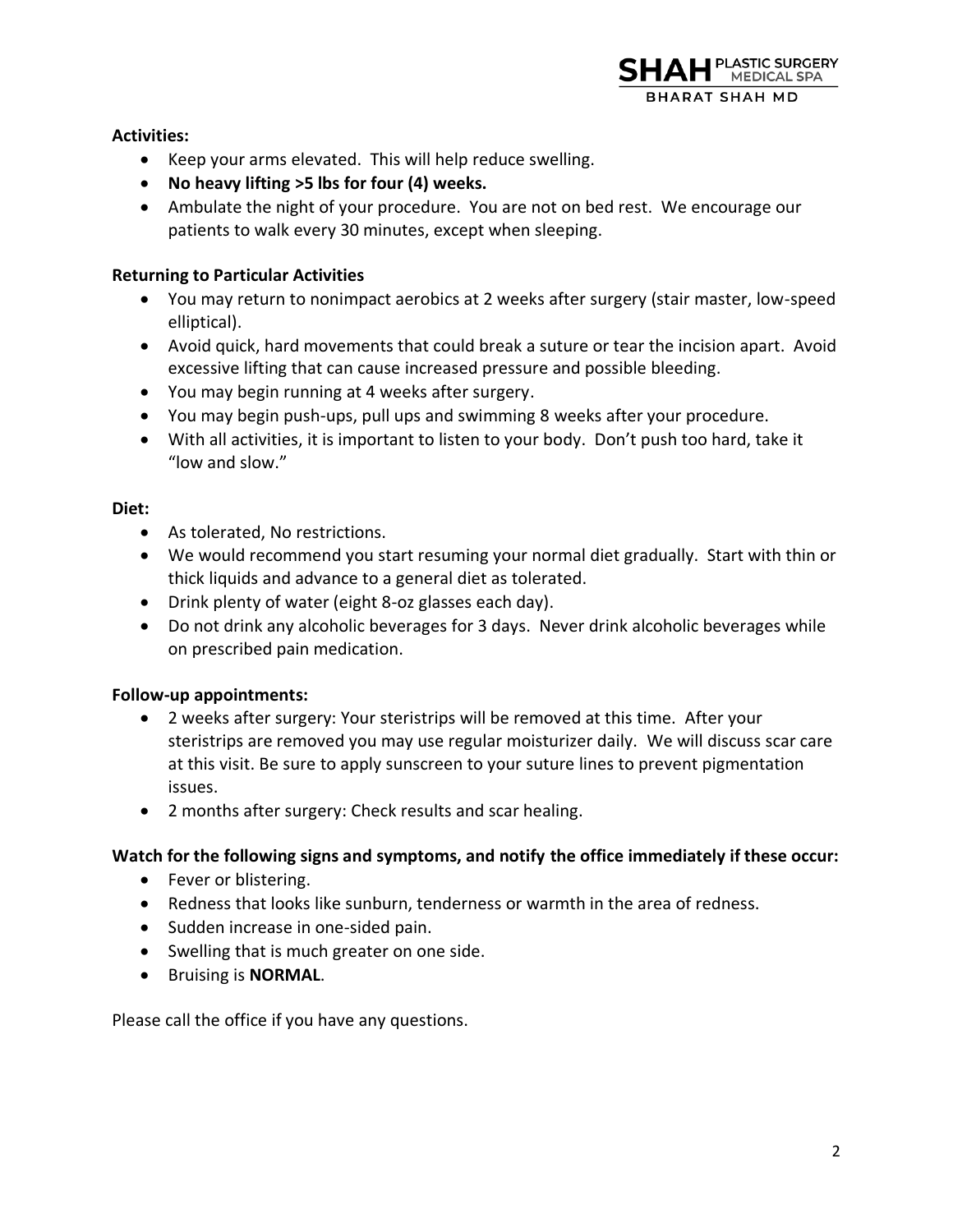**Activities:**

- Keep your arms elevated. This will help reduce swelling.
- **No heavy lifting >5 lbs for four (4) weeks.**
- Ambulate the night of your procedure. You are not on bed rest. We encourage our patients to walk every 30 minutes, except when sleeping.

**Returning to Particular Activities**

- You may return to nonimpact aerobics at 2 weeks after surgery (stair master, low-speed elliptical).
- Avoid quick, hard movements that could break a suture or tear the incision apart. Avoid excessive lifting that can cause increased pressure and possible bleeding.
- You may begin running at 4 weeks after surgery.
- You may begin push-ups, pull ups and swimming 8 weeks after your procedure.
- With all activities, it is important to listen to your body. Don't push too hard, take it "low and slow."

**Diet:**

- As tolerated, No restrictions.
- We would recommend you start resuming your normal diet gradually. Start with thin or thick liquids and advance to a general diet as tolerated.
- Drink plenty of water (eight 8-oz glasses each day).
- Do not drink any alcoholic beverages for 3 days. Never drink alcoholic beverages while on prescribed pain medication.

**Follow-up appointments:**

- 2 weeks after surgery: Your steristrips will be removed at this time. After your steristrips are removed you may use regular moisturizer daily. We will discuss scar care at this visit. Be sure to apply sunscreen to your suture lines to prevent pigmentation issues.
- 2 months after surgery: Check results and scar healing.

**Watch for the following signs and symptoms, and notify the office immediately if these occur:**

- Fever or blistering.
- Redness that looks like sunburn, tenderness or warmth in the area of redness.
- Sudden increase in one-sided pain.
- Swelling that is much greater on one side.
- Bruising is **NORMAL**.

Please call the office if you have any questions.